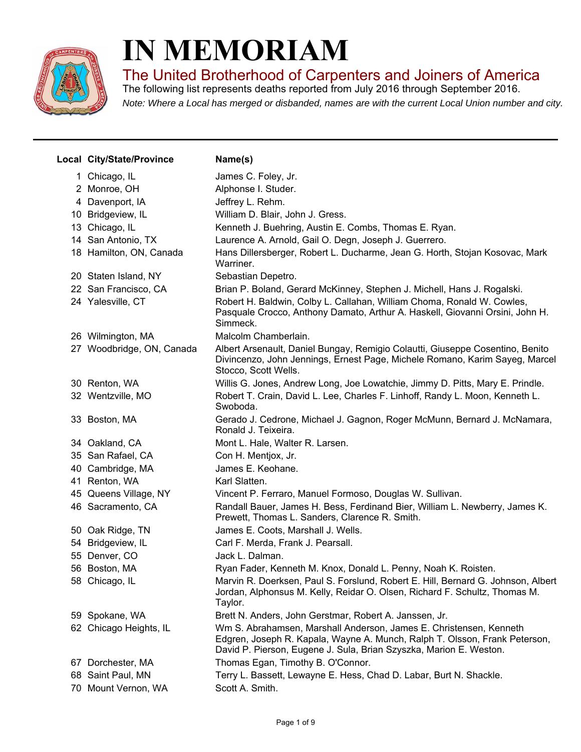# IN MEMORIAM

## The United Brotherhood of Carpenters and Joiners of America

The following list represents deaths reported from July 2016 through September 2016.

*Note: Where a Local has merged or disbanded, names are with the current Local Union number and city.*

---

| Local | City/State/Province | Name(s) |
|---|---|---|
| 1 | Chicago, IL | James C. Foley, Jr. |
| 2 | Monroe, OH | Alphonse I. Studer. |
| 4 | Davenport, IA | Jeffrey L. Rehm. |
| 10 | Bridgeview, IL | William D. Blair, John J. Gress. |
| 13 | Chicago, IL | Kenneth J. Buehring, Austin E. Combs, Thomas E. Ryan. |
| 14 | San Antonio, TX | Laurence A. Arnold, Gail O. Degn, Joseph J. Guerrero. |
| 18 | Hamilton, ON, Canada | Hans Dillersberger, Robert L. Ducharme, Jean G. Horth, Stojan Kosovac, Mark Warriner. |
| 20 | Staten Island, NY | Sebastian Depetro. |
| 22 | San Francisco, CA | Brian P. Boland, Gerard McKinney, Stephen J. Michell, Hans J. Rogalski. |
| 24 | Yalesville, CT | Robert H. Baldwin, Colby L. Callahan, William Choma, Ronald W. Cowles, Pasquale Crocco, Anthony Damato, Arthur A. Haskell, Giovanni Orsini, John H. Simmeck. |
| 26 | Wilmington, MA | Malcolm Chamberlain. |
| 27 | Woodbridge, ON, Canada | Albert Arsenault, Daniel Bungay, Remigio Colautti, Giuseppe Cosentino, Benito Divincenzo, John Jennings, Ernest Page, Michele Romano, Karim Sayeg, Marcel Stocco, Scott Wells. |
| 30 | Renton, WA | Willis G. Jones, Andrew Long, Joe Lowatchie, Jimmy D. Pitts, Mary E. Prindle. |
| 32 | Wentzville, MO | Robert T. Crain, David L. Lee, Charles F. Linhoff, Randy L. Moon, Kenneth L. Swoboda. |
| 33 | Boston, MA | Gerado J. Cedrone, Michael J. Gagnon, Roger McMunn, Bernard J. McNamara, Ronald J. Teixeira. |
| 34 | Oakland, CA | Mont L. Hale, Walter R. Larsen. |
| 35 | San Rafael, CA | Con H. Mentjox, Jr. |
| 40 | Cambridge, MA | James E. Keohane. |
| 41 | Renton, WA | Karl Slatten. |
| 45 | Queens Village, NY | Vincent P. Ferraro, Manuel Formoso, Douglas W. Sullivan. |
| 46 | Sacramento, CA | Randall Bauer, James H. Bess, Ferdinand Bier, William L. Newberry, James K. Prewett, Thomas L. Sanders, Clarence R. Smith. |
| 50 | Oak Ridge, TN | James E. Coots, Marshall J. Wells. |
| 54 | Bridgeview, IL | Carl F. Merda, Frank J. Pearsall. |
| 55 | Denver, CO | Jack L. Dalman. |
| 56 | Boston, MA | Ryan Fader, Kenneth M. Knox, Donald L. Penny, Noah K. Roisten. |
| 58 | Chicago, IL | Marvin R. Doerksen, Paul S. Forslund, Robert E. Hill, Bernard G. Johnson, Albert Jordan, Alphonsus M. Kelly, Reidar O. Olsen, Richard F. Schultz, Thomas M. Taylor. |
| 59 | Spokane, WA | Brett N. Anders, John Gerstmar, Robert A. Janssen, Jr. |
| 62 | Chicago Heights, IL | Wm S. Abrahamsen, Marshall Anderson, James E. Christensen, Kenneth Edgren, Joseph R. Kapala, Wayne A. Munch, Ralph T. Olsson, Frank Peterson, David P. Pierson, Eugene J. Sula, Brian Szyszka, Marion E. Weston. |
| 67 | Dorchester, MA | Thomas Egan, Timothy B. O'Connor. |
| 68 | Saint Paul, MN | Terry L. Bassett, Lewayne E. Hess, Chad D. Labar, Burt N. Shackle. |
| 70 | Mount Vernon, WA | Scott A. Smith. |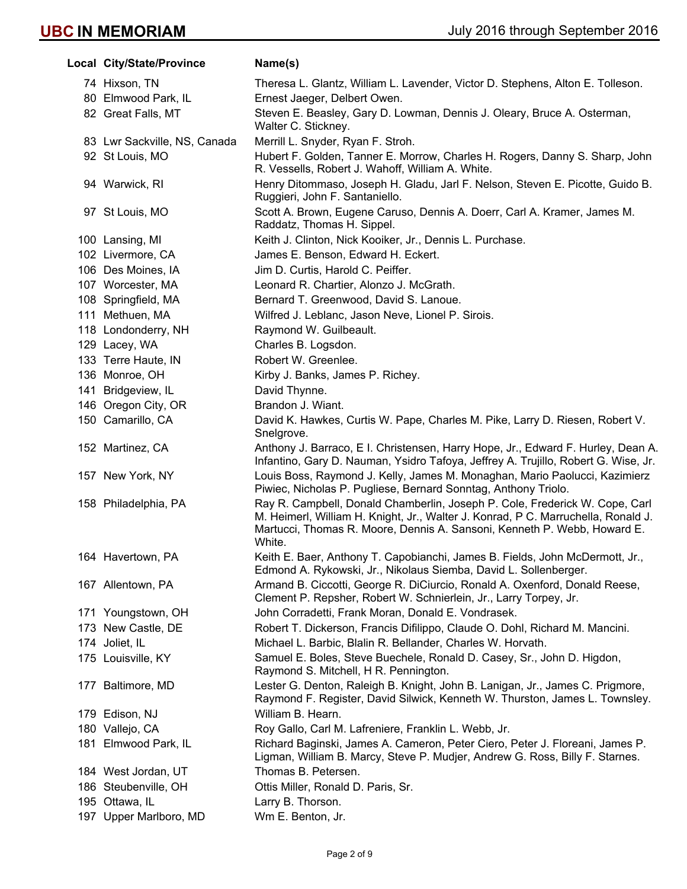# UBC IN MEMORIAM

July 2016 through September 2016

| Local | City/State/Province | Name(s) |
| --- | --- | --- |
| 74 | Hixson, TN | Theresa L. Glantz, William L. Lavender, Victor D. Stephens, Alton E. Tolleson. |
| 80 | Elmwood Park, IL | Ernest Jaeger, Delbert Owen. |
| 82 | Great Falls, MT | Steven E. Beasley, Gary D. Lowman, Dennis J. Oleary, Bruce A. Osterman, Walter C. Stickney. |
| 83 | Lwr Sackville, NS, Canada | Merrill L. Snyder, Ryan F. Stroh. |
| 92 | St Louis, MO | Hubert F. Golden, Tanner E. Morrow, Charles H. Rogers, Danny S. Sharp, John R. Vessells, Robert J. Wahoff, William A. White. |
| 94 | Warwick, RI | Henry Ditommaso, Joseph H. Gladu, Jarl F. Nelson, Steven E. Picotte, Guido B. Ruggieri, John F. Santaniello. |
| 97 | St Louis, MO | Scott A. Brown, Eugene Caruso, Dennis A. Doerr, Carl A. Kramer, James M. Raddatz, Thomas H. Sippel. |
| 100 | Lansing, MI | Keith J. Clinton, Nick Kooiker, Jr., Dennis L. Purchase. |
| 102 | Livermore, CA | James E. Benson, Edward H. Eckert. |
| 106 | Des Moines, IA | Jim D. Curtis, Harold C. Peiffer. |
| 107 | Worcester, MA | Leonard R. Chartier, Alonzo J. McGrath. |
| 108 | Springfield, MA | Bernard T. Greenwood, David S. Lanoue. |
| 111 | Methuen, MA | Wilfred J. Leblanc, Jason Neve, Lionel P. Sirois. |
| 118 | Londonderry, NH | Raymond W. Guilbeault. |
| 129 | Lacey, WA | Charles B. Logsdon. |
| 133 | Terre Haute, IN | Robert W. Greenlee. |
| 136 | Monroe, OH | Kirby J. Banks, James P. Richey. |
| 141 | Bridgeview, IL | David Thynne. |
| 146 | Oregon City, OR | Brandon J. Wiant. |
| 150 | Camarillo, CA | David K. Hawkes, Curtis W. Pape, Charles M. Pike, Larry D. Riesen, Robert V. Snelgrove. |
| 152 | Martinez, CA | Anthony J. Barraco, E I. Christensen, Harry Hope, Jr., Edward F. Hurley, Dean A. Infantino, Gary D. Nauman, Ysidro Tafoya, Jeffrey A. Trujillo, Robert G. Wise, Jr. |
| 157 | New York, NY | Louis Boss, Raymond J. Kelly, James M. Monaghan, Mario Paolucci, Kazimierz Piwiec, Nicholas P. Pugliese, Bernard Sonntag, Anthony Triolo. |
| 158 | Philadelphia, PA | Ray R. Campbell, Donald Chamberlin, Joseph P. Cole, Frederick W. Cope, Carl M. Heimerl, William H. Knight, Jr., Walter J. Konrad, P C. Marruchella, Ronald J. Martucci, Thomas R. Moore, Dennis A. Sansoni, Kenneth P. Webb, Howard E. White. |
| 164 | Havertown, PA | Keith E. Baer, Anthony T. Capobianchi, James B. Fields, John McDermott, Jr., Edmond A. Rykowski, Jr., Nikolaus Siemba, David L. Sollenberger. |
| 167 | Allentown, PA | Armand B. Ciccotti, George R. DiCiurcio, Ronald A. Oxenford, Donald Reese, Clement P. Repsher, Robert W. Schnierlein, Jr., Larry Torpey, Jr. |
| 171 | Youngstown, OH | John Corradetti, Frank Moran, Donald E. Vondrasek. |
| 173 | New Castle, DE | Robert T. Dickerson, Francis Difilippo, Claude O. Dohl, Richard M. Mancini. |
| 174 | Joliet, IL | Michael L. Barbic, Blalin R. Bellander, Charles W. Horvath. |
| 175 | Louisville, KY | Samuel E. Boles, Steve Buechele, Ronald D. Casey, Sr., John D. Higdon, Raymond S. Mitchell, H R. Pennington. |
| 177 | Baltimore, MD | Lester G. Denton, Raleigh B. Knight, John B. Lanigan, Jr., James C. Prigmore, Raymond F. Register, David Silwick, Kenneth W. Thurston, James L. Townsley. |
| 179 | Edison, NJ | William B. Hearn. |
| 180 | Vallejo, CA | Roy Gallo, Carl M. Lafreniere, Franklin L. Webb, Jr. |
| 181 | Elmwood Park, IL | Richard Baginski, James A. Cameron, Peter Ciero, Peter J. Floreani, James P. Ligman, William B. Marcy, Steve P. Mudjer, Andrew G. Ross, Billy F. Starnes. |
| 184 | West Jordan, UT | Thomas B. Petersen. |
| 186 | Steubenville, OH | Ottis Miller, Ronald D. Paris, Sr. |
| 195 | Ottawa, IL | Larry B. Thorson. |
| 197 | Upper Marlboro, MD | Wm E. Benton, Jr. |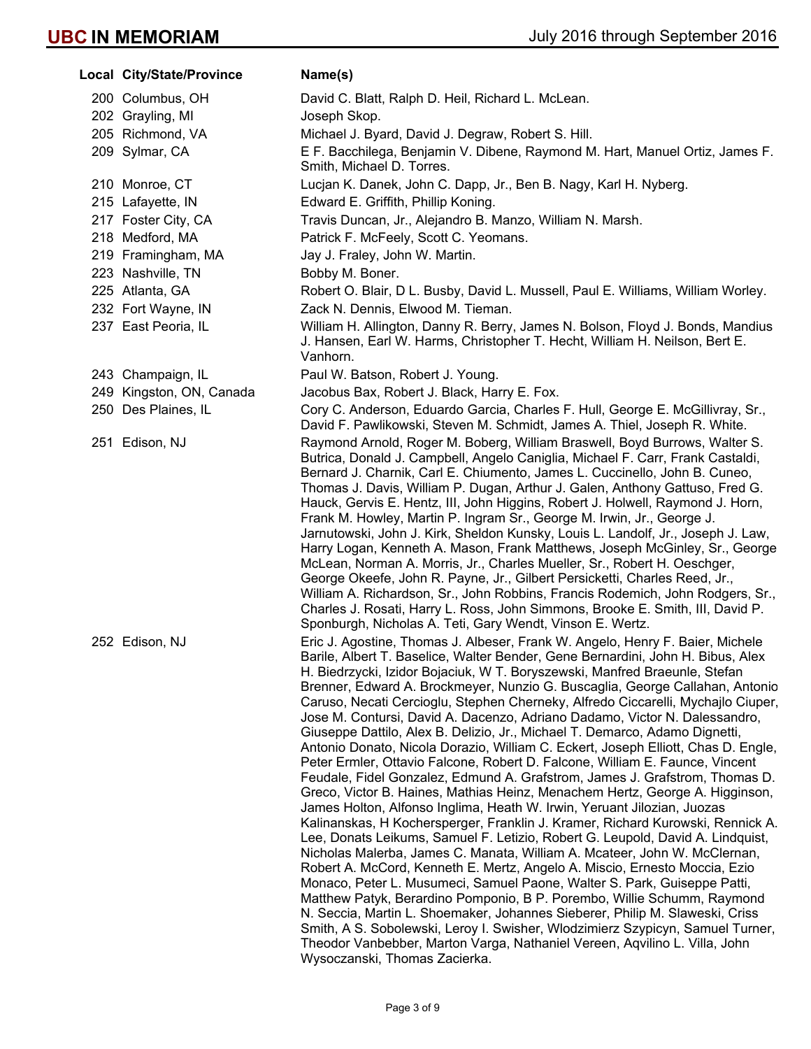# UBC IN MEMORIAM

July 2016 through September 2016

| Local | City/State/Province | Name(s) |
|---|---|---|
| 200 | Columbus, OH | David C. Blatt, Ralph D. Heil, Richard L. McLean. |
| 202 | Grayling, MI | Joseph Skop. |
| 205 | Richmond, VA | Michael J. Byard, David J. Degraw, Robert S. Hill. |
| 209 | Sylmar, CA | E F. Bacchilega, Benjamin V. Dibene, Raymond M. Hart, Manuel Ortiz, James F. Smith, Michael D. Torres. |
| 210 | Monroe, CT | Lucjan K. Danek, John C. Dapp, Jr., Ben B. Nagy, Karl H. Nyberg. |
| 215 | Lafayette, IN | Edward E. Griffith, Phillip Koning. |
| 217 | Foster City, CA | Travis Duncan, Jr., Alejandro B. Manzo, William N. Marsh. |
| 218 | Medford, MA | Patrick F. McFeely, Scott C. Yeomans. |
| 219 | Framingham, MA | Jay J. Fraley, John W. Martin. |
| 223 | Nashville, TN | Bobby M. Boner. |
| 225 | Atlanta, GA | Robert O. Blair, D L. Busby, David L. Mussell, Paul E. Williams, William Worley. |
| 232 | Fort Wayne, IN | Zack N. Dennis, Elwood M. Tieman. |
| 237 | East Peoria, IL | William H. Allington, Danny R. Berry, James N. Bolson, Floyd J. Bonds, Mandius J. Hansen, Earl W. Harms, Christopher T. Hecht, William H. Neilson, Bert E. Vanhorn. |
| 243 | Champaign, IL | Paul W. Batson, Robert J. Young. |
| 249 | Kingston, ON, Canada | Jacobus Bax, Robert J. Black, Harry E. Fox. |
| 250 | Des Plaines, IL | Cory C. Anderson, Eduardo Garcia, Charles F. Hull, George E. McGillivray, Sr., David F. Pawlikowski, Steven M. Schmidt, James A. Thiel, Joseph R. White. |
| 251 | Edison, NJ | Raymond Arnold, Roger M. Boberg, William Braswell, Boyd Burrows, Walter S. Butrica, Donald J. Campbell, Angelo Caniglia, Michael F. Carr, Frank Castaldi, Bernard J. Charnik, Carl E. Chiumento, James L. Cuccinello, John B. Cuneo, Thomas J. Davis, William P. Dugan, Arthur J. Galen, Anthony Gattuso, Fred G. Hauck, Gervis E. Hentz, III, John Higgins, Robert J. Holwell, Raymond J. Horn, Frank M. Howley, Martin P. Ingram Sr., George M. Irwin, Jr., George J. Jarnutowski, John J. Kirk, Sheldon Kunsky, Louis L. Landolf, Jr., Joseph J. Law, Harry Logan, Kenneth A. Mason, Frank Matthews, Joseph McGinley, Sr., George McLean, Norman A. Morris, Jr., Charles Mueller, Sr., Robert H. Oeschger, George Okeefe, John R. Payne, Jr., Gilbert Persicketti, Charles Reed, Jr., William A. Richardson, Sr., John Robbins, Francis Rodemich, John Rodgers, Sr., Charles J. Rosati, Harry L. Ross, John Simmons, Brooke E. Smith, III, David P. Sponburgh, Nicholas A. Teti, Gary Wendt, Vinson E. Wertz. |
| 252 | Edison, NJ | Eric J. Agostine, Thomas J. Albeser, Frank W. Angelo, Henry F. Baier, Michele Barile, Albert T. Baselice, Walter Bender, Gene Bernardini, John H. Bibus, Alex H. Biedrzycki, Izidor Bojaciuk, W T. Boryszewski, Manfred Braeunle, Stefan Brenner, Edward A. Brockmeyer, Nunzio G. Buscaglia, George Callahan, Antonio Caruso, Necati Cercioglu, Stephen Cherneky, Alfredo Ciccarelli, Mychajlo Ciuper, Jose M. Contursi, David A. Dacenzo, Adriano Dadamo, Victor N. Dalessandro, Giuseppe Dattilo, Alex B. Delizio, Jr., Michael T. Demarco, Adamo Dignetti, Antonio Donato, Nicola Dorazio, William C. Eckert, Joseph Elliott, Chas D. Engle, Peter Ermler, Ottavio Falcone, Robert D. Falcone, William E. Faunce, Vincent Feudale, Fidel Gonzalez, Edmund A. Grafstrom, James J. Grafstrom, Thomas D. Greco, Victor B. Haines, Mathias Heinz, Menachem Hertz, George A. Higginson, James Holton, Alfonso Inglima, Heath W. Irwin, Yeruant Jilozian, Juozas Kalinanskas, H Kochersperger, Franklin J. Kramer, Richard Kurowski, Rennick A. Lee, Donats Leikums, Samuel F. Letizio, Robert G. Leupold, David A. Lindquist, Nicholas Malerba, James C. Manata, William A. Mcateer, John W. McClernan, Robert A. McCord, Kenneth E. Mertz, Angelo A. Miscio, Ernesto Moccia, Ezio Monaco, Peter L. Musumeci, Samuel Paone, Walter S. Park, Guiseppe Patti, Matthew Patyk, Berardino Pomponio, B P. Porembo, Willie Schumm, Raymond N. Seccia, Martin L. Shoemaker, Johannes Sieberer, Philip M. Slaweski, Criss Smith, A S. Sobolewski, Leroy I. Swisher, Wlodzimierz Szypicyn, Samuel Turner, Theodor Vanbebber, Marton Varga, Nathaniel Vereen, Aqvilino L. Villa, John Wysoczanski, Thomas Zacierka. |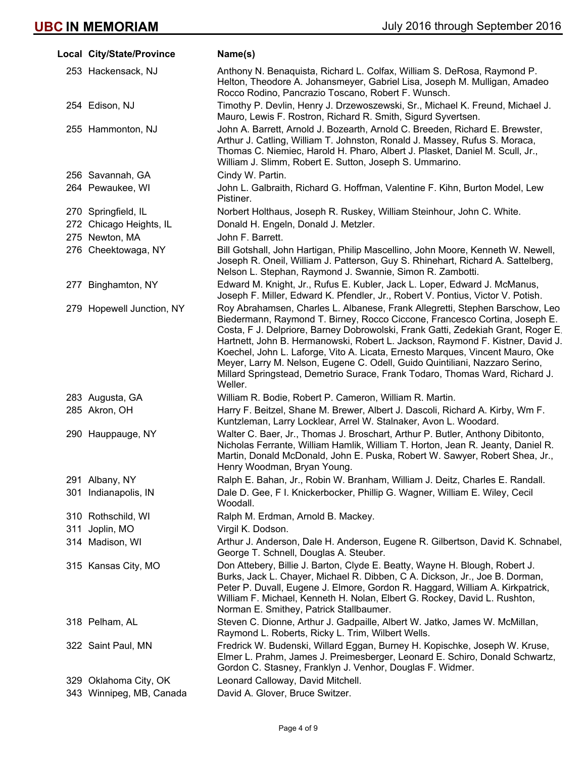| Local | City/State/Province | Name(s) |
|---|---|---|
| 253 | Hackensack, NJ | Anthony N. Benaquista, Richard L. Colfax, William S. DeRosa, Raymond P. Helton, Theodore A. Johansmeyer, Gabriel Lisa, Joseph M. Mulligan, Amadeo Rocco Rodino, Pancrazio Toscano, Robert F. Wunsch. |
| 254 | Edison, NJ | Timothy P. Devlin, Henry J. Drzewoszewski, Sr., Michael K. Freund, Michael J. Mauro, Lewis F. Rostron, Richard R. Smith, Sigurd Syvertsen. |
| 255 | Hammonton, NJ | John A. Barrett, Arnold J. Bozearth, Arnold C. Breeden, Richard E. Brewster, Arthur J. Catling, William T. Johnston, Ronald J. Massey, Rufus S. Moraca, Thomas C. Niemiec, Harold H. Pharo, Albert J. Plasket, Daniel M. Scull, Jr., William J. Slimm, Robert E. Sutton, Joseph S. Ummarino. |
| 256 | Savannah, GA | Cindy W. Partin. |
| 264 | Pewaukee, WI | John L. Galbraith, Richard G. Hoffman, Valentine F. Kihn, Burton Model, Lew Pistiner. |
| 270 | Springfield, IL | Norbert Holthaus, Joseph R. Ruskey, William Steinhour, John C. White. |
| 272 | Chicago Heights, IL | Donald H. Engeln, Donald J. Metzler. |
| 275 | Newton, MA | John F. Barrett. |
| 276 | Cheektowaga, NY | Bill Gotshall, John Hartigan, Philip Mascellino, John Moore, Kenneth W. Newell, Joseph R. Oneil, William J. Patterson, Guy S. Rhinehart, Richard A. Sattelberg, Nelson L. Stephan, Raymond J. Swannie, Simon R. Zambotti. |
| 277 | Binghamton, NY | Edward M. Knight, Jr., Rufus E. Kubler, Jack L. Loper, Edward J. McManus, Joseph F. Miller, Edward K. Pfendler, Jr., Robert V. Pontius, Victor V. Potish. |
| 279 | Hopewell Junction, NY | Roy Abrahamsen, Charles L. Albanese, Frank Allegretti, Stephen Barschow, Leo Biedermann, Raymond T. Birney, Rocco Ciccone, Francesco Cortina, Joseph E. Costa, F J. Delpriore, Barney Dobrowolski, Frank Gatti, Zedekiah Grant, Roger E. Hartnett, John B. Hermanowski, Robert L. Jackson, Raymond F. Kistner, David J. Koechel, John L. Laforge, Vito A. Licata, Ernesto Marques, Vincent Mauro, Oke Meyer, Larry M. Nelson, Eugene C. Odell, Guido Quintiliani, Nazzaro Serino, Millard Springstead, Demetrio Surace, Frank Todaro, Thomas Ward, Richard J. Weller. |
| 283 | Augusta, GA | William R. Bodie, Robert P. Cameron, William R. Martin. |
| 285 | Akron, OH | Harry F. Beitzel, Shane M. Brewer, Albert J. Dascoli, Richard A. Kirby, Wm F. Kuntzleman, Larry Locklear, Arrel W. Stalnaker, Avon L. Woodard. |
| 290 | Hauppauge, NY | Walter C. Baer, Jr., Thomas J. Broschart, Arthur P. Butler, Anthony Dibitonto, Nicholas Ferrante, William Hamlik, William T. Horton, Jean R. Jeanty, Daniel R. Martin, Donald McDonald, John E. Puska, Robert W. Sawyer, Robert Shea, Jr., Henry Woodman, Bryan Young. |
| 291 | Albany, NY | Ralph E. Bahan, Jr., Robin W. Branham, William J. Deitz, Charles E. Randall. |
| 301 | Indianapolis, IN | Dale D. Gee, F I. Knickerbocker, Phillip G. Wagner, William E. Wiley, Cecil Woodall. |
| 310 | Rothschild, WI | Ralph M. Erdman, Arnold B. Mackey. |
| 311 | Joplin, MO | Virgil K. Dodson. |
| 314 | Madison, WI | Arthur J. Anderson, Dale H. Anderson, Eugene R. Gilbertson, David K. Schnabel, George T. Schnell, Douglas A. Steuber. |
| 315 | Kansas City, MO | Don Attebery, Billie J. Barton, Clyde E. Beatty, Wayne H. Blough, Robert J. Burks, Jack L. Chayer, Michael R. Dibben, C A. Dickson, Jr., Joe B. Dorman, Peter P. Duvall, Eugene J. Elmore, Gordon R. Haggard, William A. Kirkpatrick, William F. Michael, Kenneth H. Nolan, Elbert G. Rockey, David L. Rushton, Norman E. Smithey, Patrick Stallbaumer. |
| 318 | Pelham, AL | Steven C. Dionne, Arthur J. Gadpaille, Albert W. Jatko, James W. McMillan, Raymond L. Roberts, Ricky L. Trim, Wilbert Wells. |
| 322 | Saint Paul, MN | Fredrick W. Budenski, Willard Eggan, Burney H. Kopischke, Joseph W. Kruse, Elmer L. Prahm, James J. Preimesberger, Leonard E. Schiro, Donald Schwartz, Gordon C. Stasney, Franklyn J. Venhor, Douglas F. Widmer. |
| 329 | Oklahoma City, OK | Leonard Calloway, David Mitchell. |
| 343 | Winnipeg, MB, Canada | David A. Glover, Bruce Switzer. |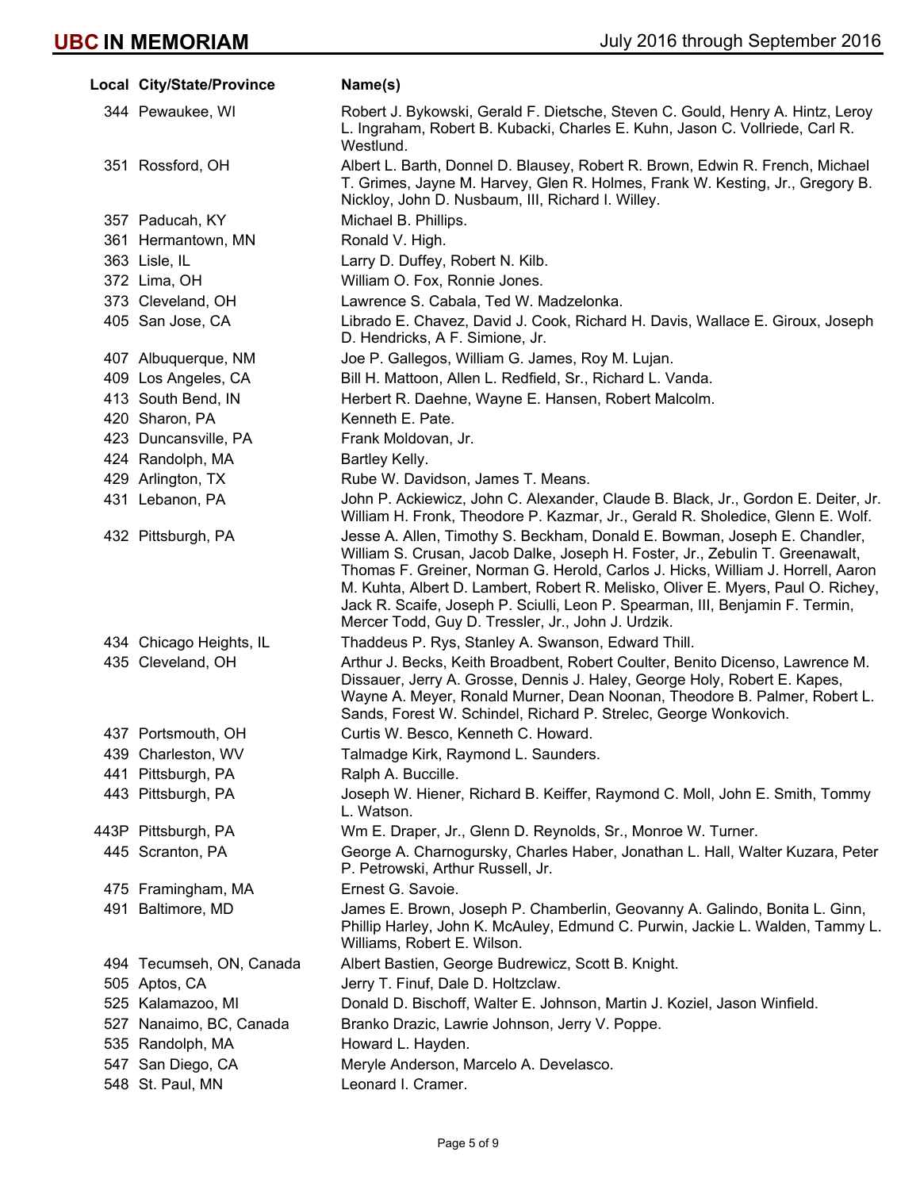# UBC IN MEMORIAM

July 2016 through September 2016

| Local | City/State/Province | Name(s) |
|---|---|---|
| 344 | Pewaukee, WI | Robert J. Bykowski, Gerald F. Dietsche, Steven C. Gould, Henry A. Hintz, Leroy L. Ingraham, Robert B. Kubacki, Charles E. Kuhn, Jason C. Vollriede, Carl R. Westlund. |
| 351 | Rossford, OH | Albert L. Barth, Donnel D. Blausey, Robert R. Brown, Edwin R. French, Michael T. Grimes, Jayne M. Harvey, Glen R. Holmes, Frank W. Kesting, Jr., Gregory B. Nickloy, John D. Nusbaum, III, Richard I. Willey. |
| 357 | Paducah, KY | Michael B. Phillips. |
| 361 | Hermantown, MN | Ronald V. High. |
| 363 | Lisle, IL | Larry D. Duffey, Robert N. Kilb. |
| 372 | Lima, OH | William O. Fox, Ronnie Jones. |
| 373 | Cleveland, OH | Lawrence S. Cabala, Ted W. Madzelonka. |
| 405 | San Jose, CA | Librado E. Chavez, David J. Cook, Richard H. Davis, Wallace E. Giroux, Joseph D. Hendricks, A F. Simione, Jr. |
| 407 | Albuquerque, NM | Joe P. Gallegos, William G. James, Roy M. Lujan. |
| 409 | Los Angeles, CA | Bill H. Mattoon, Allen L. Redfield, Sr., Richard L. Vanda. |
| 413 | South Bend, IN | Herbert R. Daehne, Wayne E. Hansen, Robert Malcolm. |
| 420 | Sharon, PA | Kenneth E. Pate. |
| 423 | Duncansville, PA | Frank Moldovan, Jr. |
| 424 | Randolph, MA | Bartley Kelly. |
| 429 | Arlington, TX | Rube W. Davidson, James T. Means. |
| 431 | Lebanon, PA | John P. Ackiewicz, John C. Alexander, Claude B. Black, Jr., Gordon E. Deiter, Jr. William H. Fronk, Theodore P. Kazmar, Jr., Gerald R. Sholedice, Glenn E. Wolf. |
| 432 | Pittsburgh, PA | Jesse A. Allen, Timothy S. Beckham, Donald E. Bowman, Joseph E. Chandler, William S. Crusan, Jacob Dalke, Joseph H. Foster, Jr., Zebulin T. Greenawalt, Thomas F. Greiner, Norman G. Herold, Carlos J. Hicks, William J. Horrell, Aaron M. Kuhta, Albert D. Lambert, Robert R. Melisko, Oliver E. Myers, Paul O. Richey, Jack R. Scaife, Joseph P. Sciulli, Leon P. Spearman, III, Benjamin F. Termin, Mercer Todd, Guy D. Tressler, Jr., John J. Urdzik. |
| 434 | Chicago Heights, IL | Thaddeus P. Rys, Stanley A. Swanson, Edward Thill. |
| 435 | Cleveland, OH | Arthur J. Becks, Keith Broadbent, Robert Coulter, Benito Dicenso, Lawrence M. Dissauer, Jerry A. Grosse, Dennis J. Haley, George Holy, Robert E. Kapes, Wayne A. Meyer, Ronald Murner, Dean Noonan, Theodore B. Palmer, Robert L. Sands, Forest W. Schindel, Richard P. Strelec, George Wonkovich. |
| 437 | Portsmouth, OH | Curtis W. Besco, Kenneth C. Howard. |
| 439 | Charleston, WV | Talmadge Kirk, Raymond L. Saunders. |
| 441 | Pittsburgh, PA | Ralph A. Buccille. |
| 443 | Pittsburgh, PA | Joseph W. Hiener, Richard B. Keiffer, Raymond C. Moll, John E. Smith, Tommy L. Watson. |
| 443P | Pittsburgh, PA | Wm E. Draper, Jr., Glenn D. Reynolds, Sr., Monroe W. Turner. |
| 445 | Scranton, PA | George A. Charnogursky, Charles Haber, Jonathan L. Hall, Walter Kuzara, Peter P. Petrowski, Arthur Russell, Jr. |
| 475 | Framingham, MA | Ernest G. Savoie. |
| 491 | Baltimore, MD | James E. Brown, Joseph P. Chamberlin, Geovanny A. Galindo, Bonita L. Ginn, Phillip Harley, John K. McAuley, Edmund C. Purwin, Jackie L. Walden, Tammy L. Williams, Robert E. Wilson. |
| 494 | Tecumseh, ON, Canada | Albert Bastien, George Budrewicz, Scott B. Knight. |
| 505 | Aptos, CA | Jerry T. Finuf, Dale D. Holtzclaw. |
| 525 | Kalamazoo, MI | Donald D. Bischoff, Walter E. Johnson, Martin J. Koziel, Jason Winfield. |
| 527 | Nanaimo, BC, Canada | Branko Drazic, Lawrie Johnson, Jerry V. Poppe. |
| 535 | Randolph, MA | Howard L. Hayden. |
| 547 | San Diego, CA | Meryle Anderson, Marcelo A. Develasco. |
| 548 | St. Paul, MN | Leonard I. Cramer. |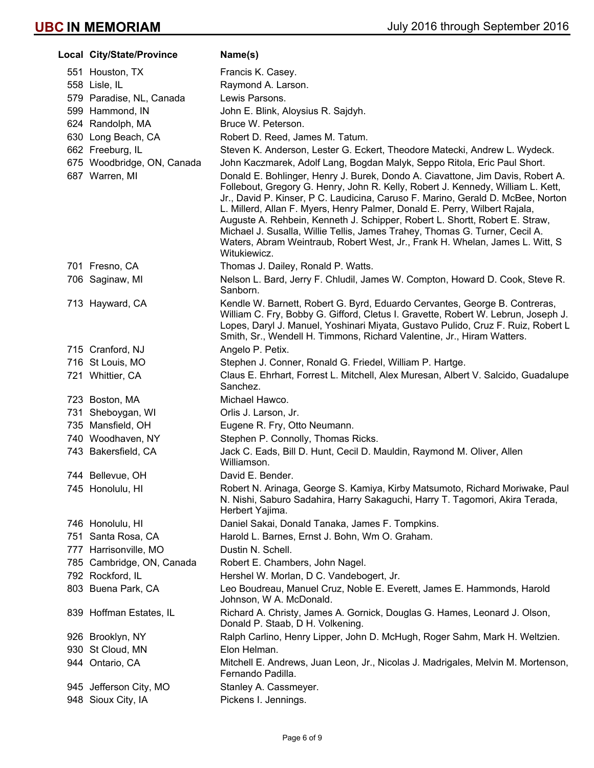| Local | City/State/Province | Name(s) |
|---|---|---|
| 551 | Houston, TX | Francis K. Casey. |
| 558 | Lisle, IL | Raymond A. Larson. |
| 579 | Paradise, NL, Canada | Lewis Parsons. |
| 599 | Hammond, IN | John E. Blink, Aloysius R. Sajdyh. |
| 624 | Randolph, MA | Bruce W. Peterson. |
| 630 | Long Beach, CA | Robert D. Reed, James M. Tatum. |
| 662 | Freeburg, IL | Steven K. Anderson, Lester G. Eckert, Theodore Matecki, Andrew L. Wydeck. |
| 675 | Woodbridge, ON, Canada | John Kaczmarek, Adolf Lang, Bogdan Malyk, Seppo Ritola, Eric Paul Short. |
| 687 | Warren, MI | Donald E. Bohlinger, Henry J. Burek, Dondo A. Ciavattone, Jim Davis, Robert A. Follebout, Gregory G. Henry, John R. Kelly, Robert J. Kennedy, William L. Kett, Jr., David P. Kinser, P C. Laudicina, Caruso F. Marino, Gerald D. McBee, Norton L. Millerd, Allan F. Myers, Henry Palmer, Donald E. Perry, Wilbert Rajala, Auguste A. Rehbein, Kenneth J. Schipper, Robert L. Shortt, Robert E. Straw, Michael J. Susalla, Willie Tellis, James Trahey, Thomas G. Turner, Cecil A. Waters, Abram Weintraub, Robert West, Jr., Frank H. Whelan, James L. Witt, S Witukiewicz. |
| 701 | Fresno, CA | Thomas J. Dailey, Ronald P. Watts. |
| 706 | Saginaw, MI | Nelson L. Bard, Jerry F. Chludil, James W. Compton, Howard D. Cook, Steve R. Sanborn. |
| 713 | Hayward, CA | Kendle W. Barnett, Robert G. Byrd, Eduardo Cervantes, George B. Contreras, William C. Fry, Bobby G. Gifford, Cletus I. Gravette, Robert W. Lebrun, Joseph J. Lopes, Daryl J. Manuel, Yoshinari Miyata, Gustavo Pulido, Cruz F. Ruiz, Robert L Smith, Sr., Wendell H. Timmons, Richard Valentine, Jr., Hiram Watters. |
| 715 | Cranford, NJ | Angelo P. Petix. |
| 716 | St Louis, MO | Stephen J. Conner, Ronald G. Friedel, William P. Hartge. |
| 721 | Whittier, CA | Claus E. Ehrhart, Forrest L. Mitchell, Alex Muresan, Albert V. Salcido, Guadalupe Sanchez. |
| 723 | Boston, MA | Michael Hawco. |
| 731 | Sheboygan, WI | Orlis J. Larson, Jr. |
| 735 | Mansfield, OH | Eugene R. Fry, Otto Neumann. |
| 740 | Woodhaven, NY | Stephen P. Connolly, Thomas Ricks. |
| 743 | Bakersfield, CA | Jack C. Eads, Bill D. Hunt, Cecil D. Mauldin, Raymond M. Oliver, Allen Williamson. |
| 744 | Bellevue, OH | David E. Bender. |
| 745 | Honolulu, HI | Robert N. Arinaga, George S. Kamiya, Kirby Matsumoto, Richard Moriwake, Paul N. Nishi, Saburo Sadahira, Harry Sakaguchi, Harry T. Tagomori, Akira Terada, Herbert Yajima. |
| 746 | Honolulu, HI | Daniel Sakai, Donald Tanaka, James F. Tompkins. |
| 751 | Santa Rosa, CA | Harold L. Barnes, Ernst J. Bohn, Wm O. Graham. |
| 777 | Harrisonville, MO | Dustin N. Schell. |
| 785 | Cambridge, ON, Canada | Robert E. Chambers, John Nagel. |
| 792 | Rockford, IL | Hershel W. Morlan, D C. Vandebogert, Jr. |
| 803 | Buena Park, CA | Leo Boudreau, Manuel Cruz, Noble E. Everett, James E. Hammonds, Harold Johnson, W A. McDonald. |
| 839 | Hoffman Estates, IL | Richard A. Christy, James A. Gornick, Douglas G. Hames, Leonard J. Olson, Donald P. Staab, D H. Volkening. |
| 926 | Brooklyn, NY | Ralph Carlino, Henry Lipper, John D. McHugh, Roger Sahm, Mark H. Weltzien. |
| 930 | St Cloud, MN | Elon Helman. |
| 944 | Ontario, CA | Mitchell E. Andrews, Juan Leon, Jr., Nicolas J. Madrigales, Melvin M. Mortenson, Fernando Padilla. |
| 945 | Jefferson City, MO | Stanley A. Cassmeyer. |
| 948 | Sioux City, IA | Pickens I. Jennings. |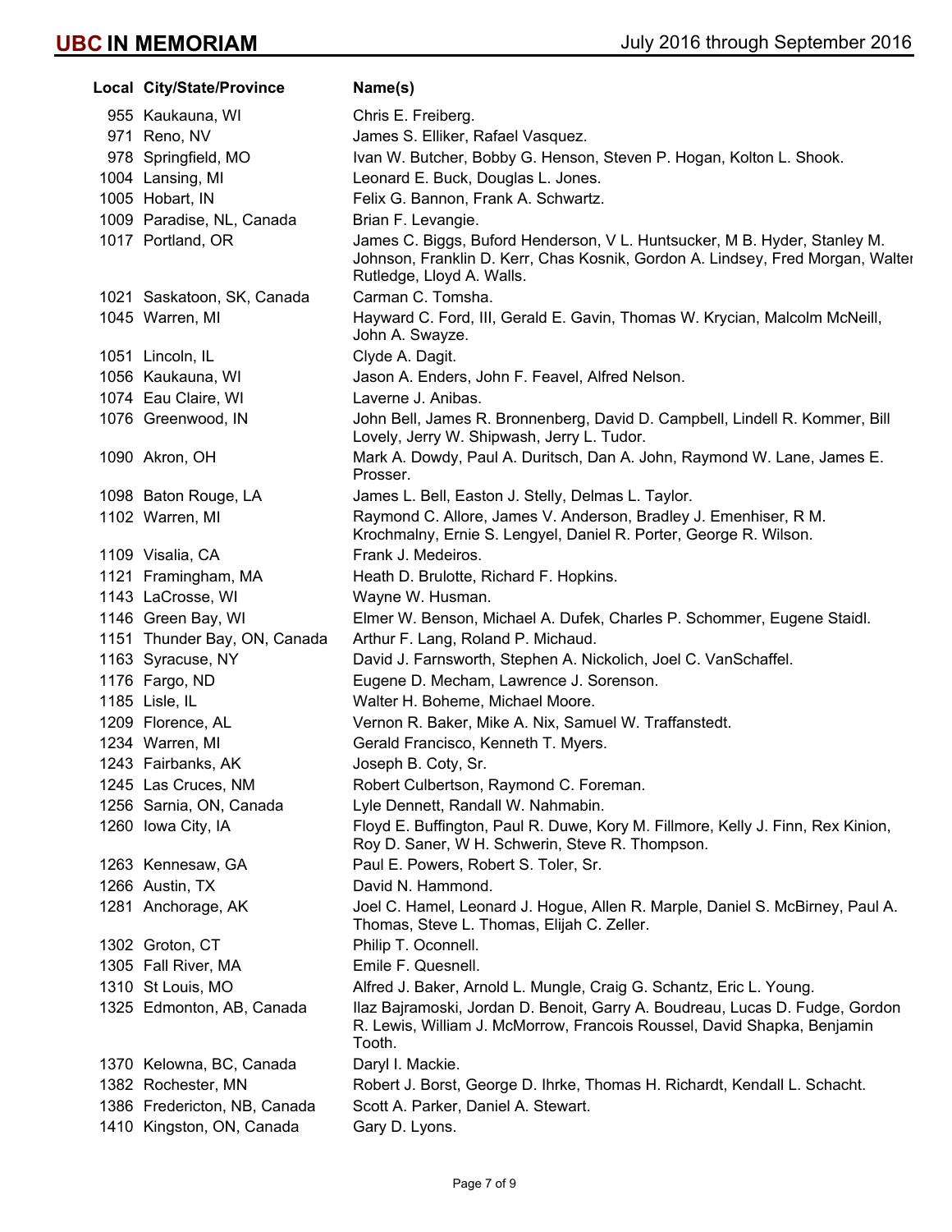# UBC IN MEMORIAM

July 2016 through September 2016

| Local | City/State/Province | Name(s) |
|---|---|---|
| 955 | Kaukauna, WI | Chris E. Freiberg. |
| 971 | Reno, NV | James S. Elliker, Rafael Vasquez. |
| 978 | Springfield, MO | Ivan W. Butcher, Bobby G. Henson, Steven P. Hogan, Kolton L. Shook. |
| 1004 | Lansing, MI | Leonard E. Buck, Douglas L. Jones. |
| 1005 | Hobart, IN | Felix G. Bannon, Frank A. Schwartz. |
| 1009 | Paradise, NL, Canada | Brian F. Levangie. |
| 1017 | Portland, OR | James C. Biggs, Buford Henderson, V L. Huntsucker, M B. Hyder, Stanley M. Johnson, Franklin D. Kerr, Chas Kosnik, Gordon A. Lindsey, Fred Morgan, Walter Rutledge, Lloyd A. Walls. |
| 1021 | Saskatoon, SK, Canada | Carman C. Tomsha. |
| 1045 | Warren, MI | Hayward C. Ford, III, Gerald E. Gavin, Thomas W. Krycian, Malcolm McNeill, John A. Swayze. |
| 1051 | Lincoln, IL | Clyde A. Dagit. |
| 1056 | Kaukauna, WI | Jason A. Enders, John F. Feavel, Alfred Nelson. |
| 1074 | Eau Claire, WI | Laverne J. Anibas. |
| 1076 | Greenwood, IN | John Bell, James R. Bronnenberg, David D. Campbell, Lindell R. Kommer, Bill Lovely, Jerry W. Shipwash, Jerry L. Tudor. |
| 1090 | Akron, OH | Mark A. Dowdy, Paul A. Duritsch, Dan A. John, Raymond W. Lane, James E. Prosser. |
| 1098 | Baton Rouge, LA | James L. Bell, Easton J. Stelly, Delmas L. Taylor. |
| 1102 | Warren, MI | Raymond C. Allore, James V. Anderson, Bradley J. Emenhiser, R M. Krochmalny, Ernie S. Lengyel, Daniel R. Porter, George R. Wilson. |
| 1109 | Visalia, CA | Frank J. Medeiros. |
| 1121 | Framingham, MA | Heath D. Brulotte, Richard F. Hopkins. |
| 1143 | LaCrosse, WI | Wayne W. Husman. |
| 1146 | Green Bay, WI | Elmer W. Benson, Michael A. Dufek, Charles P. Schommer, Eugene Staidl. |
| 1151 | Thunder Bay, ON, Canada | Arthur F. Lang, Roland P. Michaud. |
| 1163 | Syracuse, NY | David J. Farnsworth, Stephen A. Nickolich, Joel C. VanSchaffel. |
| 1176 | Fargo, ND | Eugene D. Mecham, Lawrence J. Sorenson. |
| 1185 | Lisle, IL | Walter H. Boheme, Michael Moore. |
| 1209 | Florence, AL | Vernon R. Baker, Mike A. Nix, Samuel W. Traffanstedt. |
| 1234 | Warren, MI | Gerald Francisco, Kenneth T. Myers. |
| 1243 | Fairbanks, AK | Joseph B. Coty, Sr. |
| 1245 | Las Cruces, NM | Robert Culbertson, Raymond C. Foreman. |
| 1256 | Sarnia, ON, Canada | Lyle Dennett, Randall W. Nahmabin. |
| 1260 | Iowa City, IA | Floyd E. Buffington, Paul R. Duwe, Kory M. Fillmore, Kelly J. Finn, Rex Kinion, Roy D. Saner, W H. Schwerin, Steve R. Thompson. |
| 1263 | Kennesaw, GA | Paul E. Powers, Robert S. Toler, Sr. |
| 1266 | Austin, TX | David N. Hammond. |
| 1281 | Anchorage, AK | Joel C. Hamel, Leonard J. Hogue, Allen R. Marple, Daniel S. McBirney, Paul A. Thomas, Steve L. Thomas, Elijah C. Zeller. |
| 1302 | Groton, CT | Philip T. Oconnell. |
| 1305 | Fall River, MA | Emile F. Quesnell. |
| 1310 | St Louis, MO | Alfred J. Baker, Arnold L. Mungle, Craig G. Schantz, Eric L. Young. |
| 1325 | Edmonton, AB, Canada | Ilaz Bajramoski, Jordan D. Benoit, Garry A. Boudreau, Lucas D. Fudge, Gordon R. Lewis, William J. McMorrow, Francois Roussel, David Shapka, Benjamin Tooth. |
| 1370 | Kelowna, BC, Canada | Daryl I. Mackie. |
| 1382 | Rochester, MN | Robert J. Borst, George D. Ihrke, Thomas H. Richardt, Kendall L. Schacht. |
| 1386 | Fredericton, NB, Canada | Scott A. Parker, Daniel A. Stewart. |
| 1410 | Kingston, ON, Canada | Gary D. Lyons. |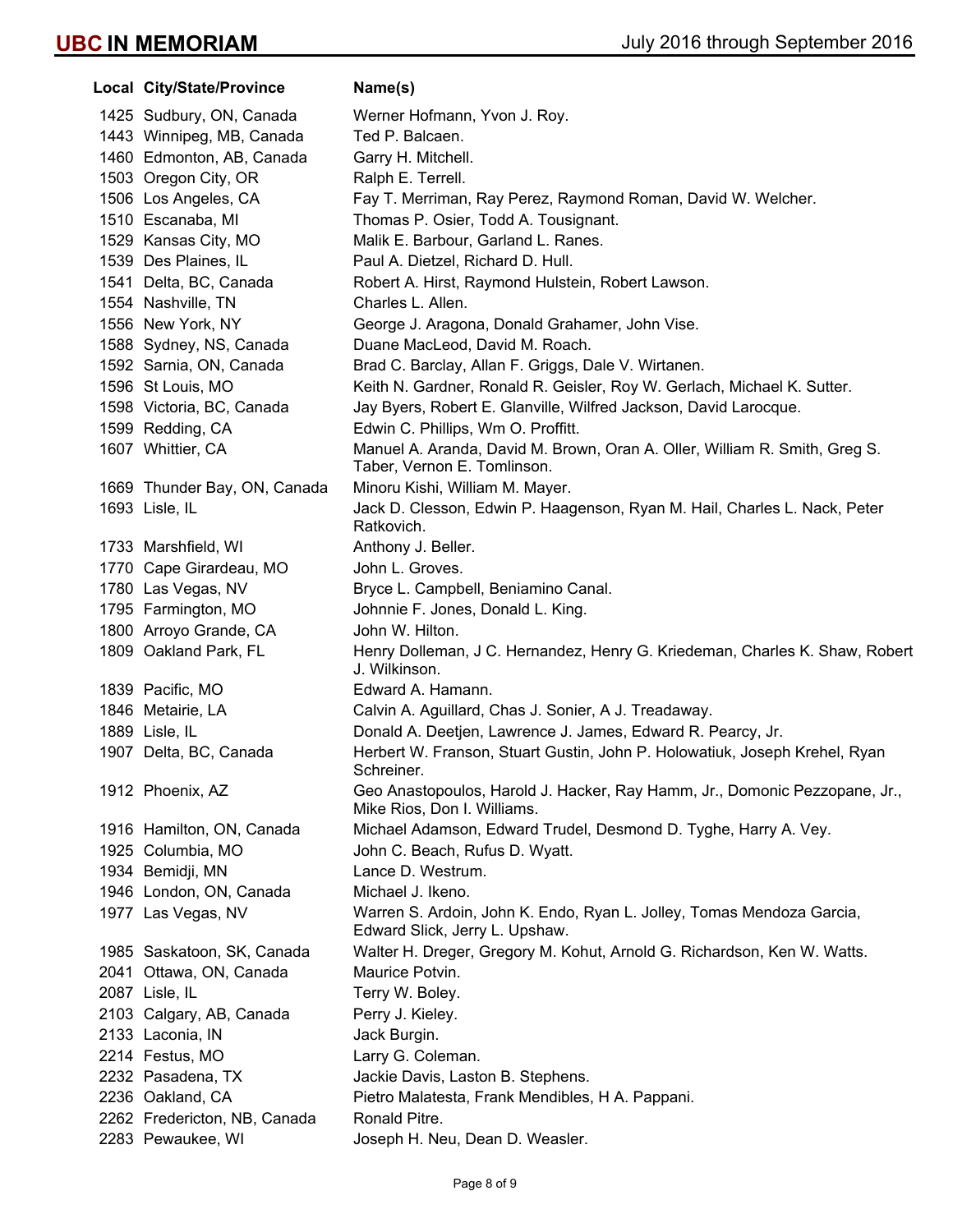# UBC IN MEMORIAM

July 2016 through September 2016

| Local | City/State/Province | Name(s) |
| --- | --- | --- |
| 1425 | Sudbury, ON, Canada | Werner Hofmann, Yvon J. Roy. |
| 1443 | Winnipeg, MB, Canada | Ted P. Balcaen. |
| 1460 | Edmonton, AB, Canada | Garry H. Mitchell. |
| 1503 | Oregon City, OR | Ralph E. Terrell. |
| 1506 | Los Angeles, CA | Fay T. Merriman, Ray Perez, Raymond Roman, David W. Welcher. |
| 1510 | Escanaba, MI | Thomas P. Osier, Todd A. Tousignant. |
| 1529 | Kansas City, MO | Malik E. Barbour, Garland L. Ranes. |
| 1539 | Des Plaines, IL | Paul A. Dietzel, Richard D. Hull. |
| 1541 | Delta, BC, Canada | Robert A. Hirst, Raymond Hulstein, Robert Lawson. |
| 1554 | Nashville, TN | Charles L. Allen. |
| 1556 | New York, NY | George J. Aragona, Donald Grahamer, John Vise. |
| 1588 | Sydney, NS, Canada | Duane MacLeod, David M. Roach. |
| 1592 | Sarnia, ON, Canada | Brad C. Barclay, Allan F. Griggs, Dale V. Wirtanen. |
| 1596 | St Louis, MO | Keith N. Gardner, Ronald R. Geisler, Roy W. Gerlach, Michael K. Sutter. |
| 1598 | Victoria, BC, Canada | Jay Byers, Robert E. Glanville, Wilfred Jackson, David Larocque. |
| 1599 | Redding, CA | Edwin C. Phillips, Wm O. Proffitt. |
| 1607 | Whittier, CA | Manuel A. Aranda, David M. Brown, Oran A. Oller, William R. Smith, Greg S. Taber, Vernon E. Tomlinson. |
| 1669 | Thunder Bay, ON, Canada | Minoru Kishi, William M. Mayer. |
| 1693 | Lisle, IL | Jack D. Clesson, Edwin P. Haagenson, Ryan M. Hail, Charles L. Nack, Peter Ratkovich. |
| 1733 | Marshfield, WI | Anthony J. Beller. |
| 1770 | Cape Girardeau, MO | John L. Groves. |
| 1780 | Las Vegas, NV | Bryce L. Campbell, Beniamino Canal. |
| 1795 | Farmington, MO | Johnnie F. Jones, Donald L. King. |
| 1800 | Arroyo Grande, CA | John W. Hilton. |
| 1809 | Oakland Park, FL | Henry Dolleman, J C. Hernandez, Henry G. Kriedeman, Charles K. Shaw, Robert J. Wilkinson. |
| 1839 | Pacific, MO | Edward A. Hamann. |
| 1846 | Metairie, LA | Calvin A. Aguillard, Chas J. Sonier, A J. Treadaway. |
| 1889 | Lisle, IL | Donald A. Deetjen, Lawrence J. James, Edward R. Pearcy, Jr. |
| 1907 | Delta, BC, Canada | Herbert W. Franson, Stuart Gustin, John P. Holowatiuk, Joseph Krehel, Ryan Schreiner. |
| 1912 | Phoenix, AZ | Geo Anastopoulos, Harold J. Hacker, Ray Hamm, Jr., Domonic Pezzopane, Jr., Mike Rios, Don I. Williams. |
| 1916 | Hamilton, ON, Canada | Michael Adamson, Edward Trudel, Desmond D. Tyghe, Harry A. Vey. |
| 1925 | Columbia, MO | John C. Beach, Rufus D. Wyatt. |
| 1934 | Bemidji, MN | Lance D. Westrum. |
| 1946 | London, ON, Canada | Michael J. Ikeno. |
| 1977 | Las Vegas, NV | Warren S. Ardoin, John K. Endo, Ryan L. Jolley, Tomas Mendoza Garcia, Edward Slick, Jerry L. Upshaw. |
| 1985 | Saskatoon, SK, Canada | Walter H. Dreger, Gregory M. Kohut, Arnold G. Richardson, Ken W. Watts. |
| 2041 | Ottawa, ON, Canada | Maurice Potvin. |
| 2087 | Lisle, IL | Terry W. Boley. |
| 2103 | Calgary, AB, Canada | Perry J. Kieley. |
| 2133 | Laconia, IN | Jack Burgin. |
| 2214 | Festus, MO | Larry G. Coleman. |
| 2232 | Pasadena, TX | Jackie Davis, Laston B. Stephens. |
| 2236 | Oakland, CA | Pietro Malatesta, Frank Mendibles, H A. Pappani. |
| 2262 | Fredericton, NB, Canada | Ronald Pitre. |
| 2283 | Pewaukee, WI | Joseph H. Neu, Dean D. Weasler. |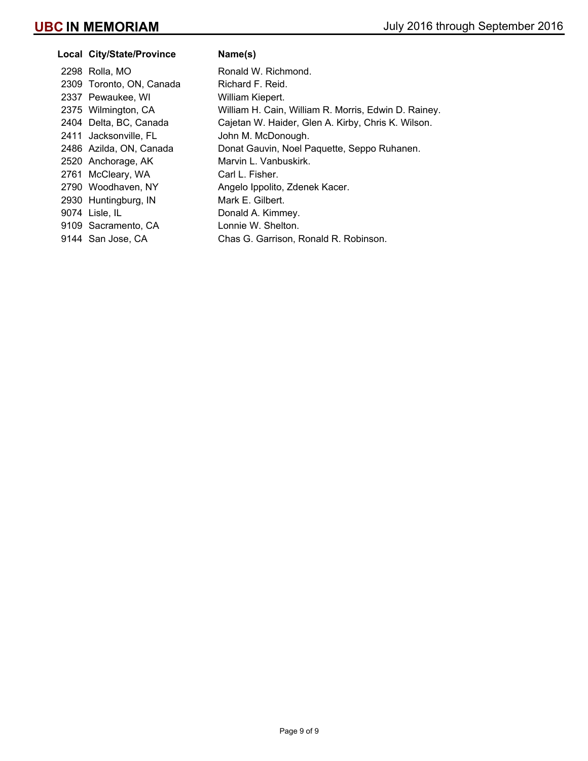| Local | City/State/Province | Name(s) |
|---|---|---|
| 2298 | Rolla, MO | Ronald W. Richmond. |
| 2309 | Toronto, ON, Canada | Richard F. Reid. |
| 2337 | Pewaukee, WI | William Kiepert. |
| 2375 | Wilmington, CA | William H. Cain, William R. Morris, Edwin D. Rainey. |
| 2404 | Delta, BC, Canada | Cajetan W. Haider, Glen A. Kirby, Chris K. Wilson. |
| 2411 | Jacksonville, FL | John M. McDonough. |
| 2486 | Azilda, ON, Canada | Donat Gauvin, Noel Paquette, Seppo Ruhanen. |
| 2520 | Anchorage, AK | Marvin L. Vanbuskirk. |
| 2761 | McCleary, WA | Carl L. Fisher. |
| 2790 | Woodhaven, NY | Angelo Ippolito, Zdenek Kacer. |
| 2930 | Huntingburg, IN | Mark E. Gilbert. |
| 9074 | Lisle, IL | Donald A. Kimmey. |
| 9109 | Sacramento, CA | Lonnie W. Shelton. |
| 9144 | San Jose, CA | Chas G. Garrison, Ronald R. Robinson. |